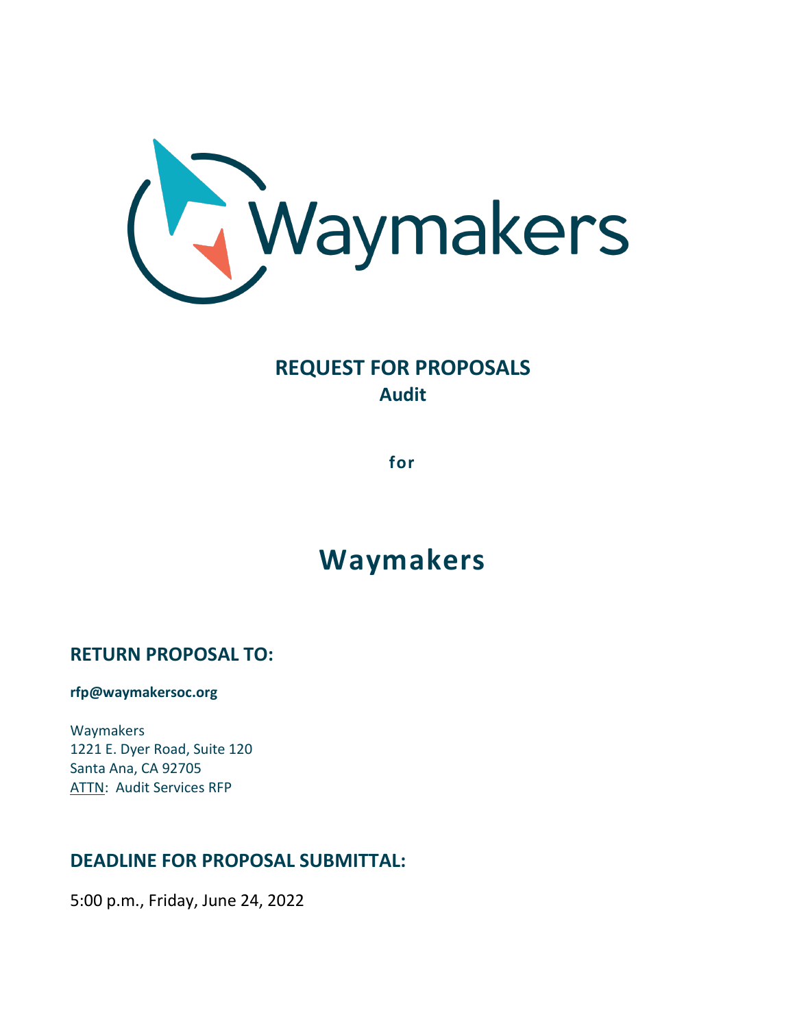Waymakers

# REQUEST FOR PROPOSALS
## Audit

**for**

# Waymakers

## RETURN PROPOSAL TO:

**rfp@waymakersoc.org**

Waymakers
1221 E. Dyer Road, Suite 120
Santa Ana, CA 92705
ATTN: Audit Services RFP

## DEADLINE FOR PROPOSAL SUBMITTAL:

5:00 p.m., Friday, June 24, 2022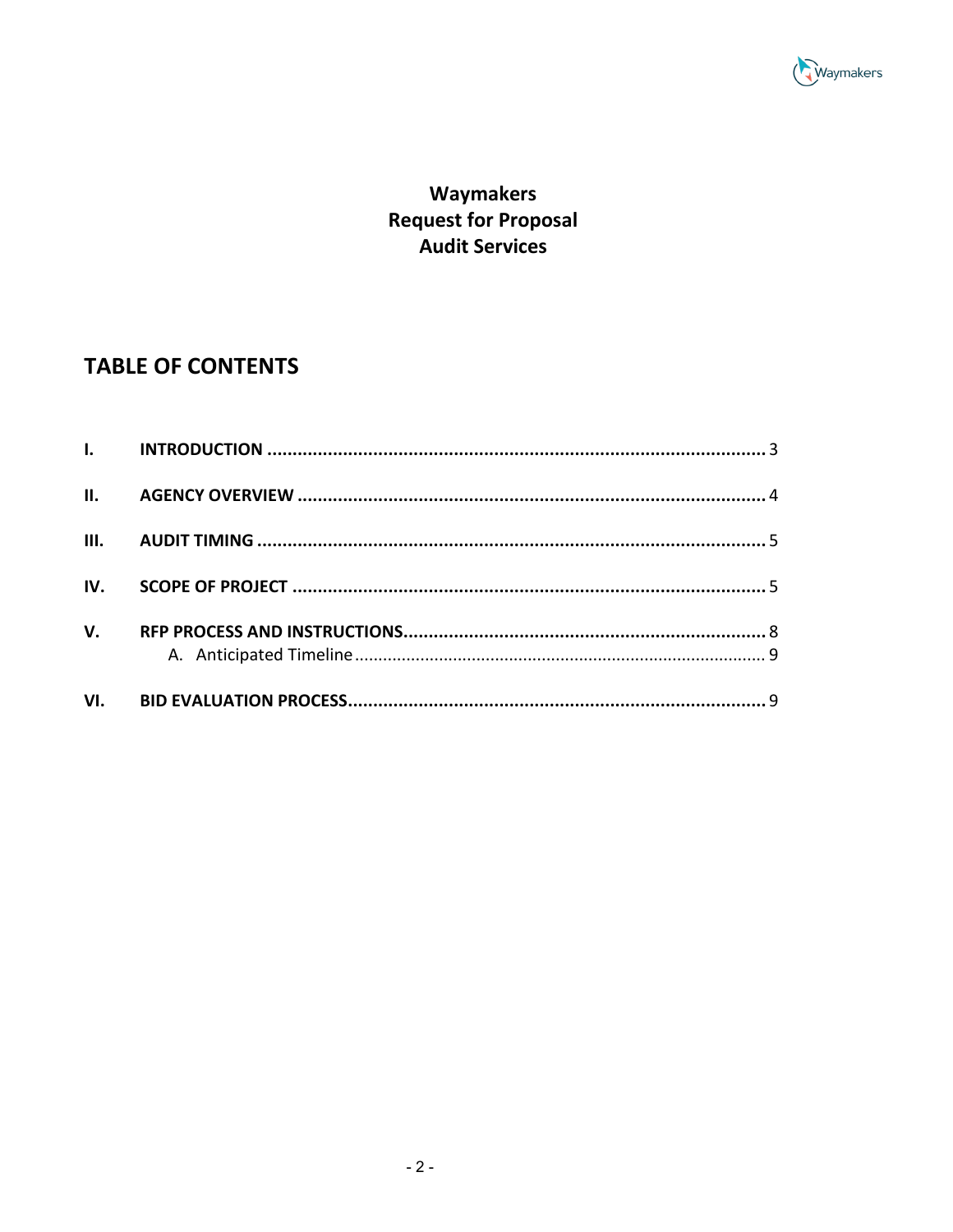**Waymakers**
**Request for Proposal**
**Audit Services**

## TABLE OF CONTENTS

**I. INTRODUCTION** .......... 3

**II. AGENCY OVERVIEW** .......... 4

**III. AUDIT TIMING** .......... 5

**IV. SCOPE OF PROJECT** .......... 5

**V. RFP PROCESS AND INSTRUCTIONS** .......... 8
- A. Anticipated Timeline .......... 9

**VI. BID EVALUATION PROCESS** .......... 9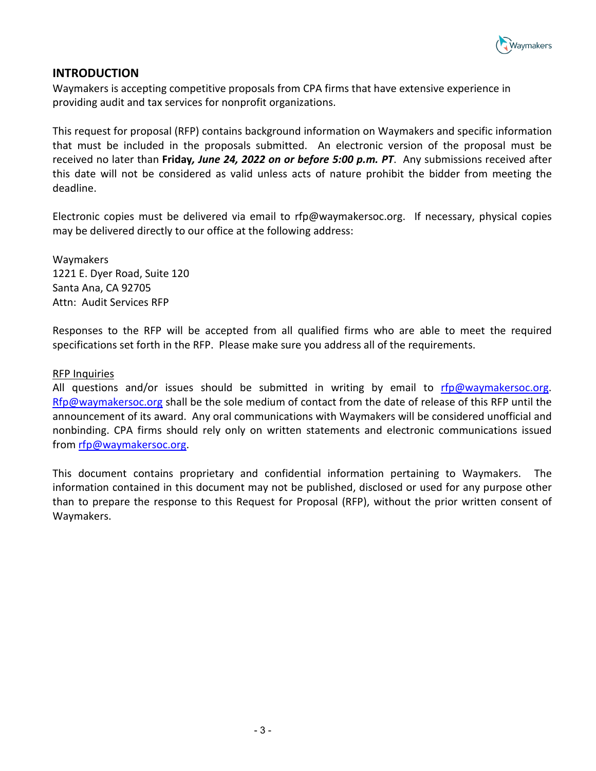## INTRODUCTION

Waymakers is accepting competitive proposals from CPA firms that have extensive experience in providing audit and tax services for nonprofit organizations.

This request for proposal (RFP) contains background information on Waymakers and specific information that must be included in the proposals submitted. An electronic version of the proposal must be received no later than **Friday*, June 24, 2022 on or before 5:00 p.m. PT***. Any submissions received after this date will not be considered as valid unless acts of nature prohibit the bidder from meeting the deadline.

Electronic copies must be delivered via email to rfp@waymakersoc.org. If necessary, physical copies may be delivered directly to our office at the following address:

Waymakers
1221 E. Dyer Road, Suite 120
Santa Ana, CA 92705
Attn: Audit Services RFP

Responses to the RFP will be accepted from all qualified firms who are able to meet the required specifications set forth in the RFP. Please make sure you address all of the requirements.

RFP Inquiries

All questions and/or issues should be submitted in writing by email to rfp@waymakersoc.org. Rfp@waymakersoc.org shall be the sole medium of contact from the date of release of this RFP until the announcement of its award. Any oral communications with Waymakers will be considered unofficial and nonbinding. CPA firms should rely only on written statements and electronic communications issued from rfp@waymakersoc.org.

This document contains proprietary and confidential information pertaining to Waymakers. The information contained in this document may not be published, disclosed or used for any purpose other than to prepare the response to this Request for Proposal (RFP), without the prior written consent of Waymakers.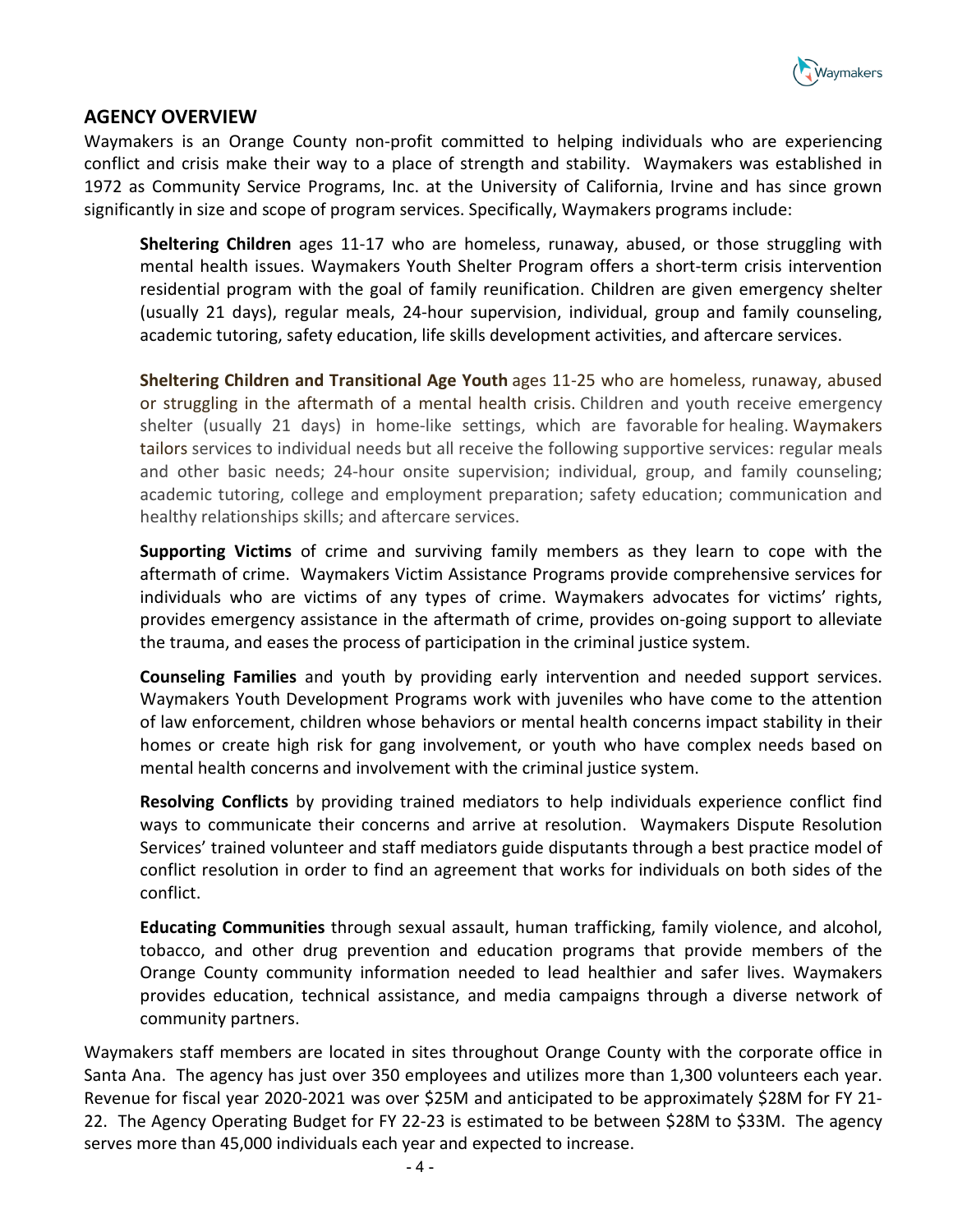## AGENCY OVERVIEW

Waymakers is an Orange County non-profit committed to helping individuals who are experiencing conflict and crisis make their way to a place of strength and stability. Waymakers was established in 1972 as Community Service Programs, Inc. at the University of California, Irvine and has since grown significantly in size and scope of program services. Specifically, Waymakers programs include:

**Sheltering Children** ages 11-17 who are homeless, runaway, abused, or those struggling with mental health issues. Waymakers Youth Shelter Program offers a short-term crisis intervention residential program with the goal of family reunification. Children are given emergency shelter (usually 21 days), regular meals, 24-hour supervision, individual, group and family counseling, academic tutoring, safety education, life skills development activities, and aftercare services.

**Sheltering Children and Transitional Age Youth** ages 11-25 who are homeless, runaway, abused or struggling in the aftermath of a mental health crisis. Children and youth receive emergency shelter (usually 21 days) in home-like settings, which are favorable for healing. Waymakers tailors services to individual needs but all receive the following supportive services: regular meals and other basic needs; 24-hour onsite supervision; individual, group, and family counseling; academic tutoring, college and employment preparation; safety education; communication and healthy relationships skills; and aftercare services.

**Supporting Victims** of crime and surviving family members as they learn to cope with the aftermath of crime. Waymakers Victim Assistance Programs provide comprehensive services for individuals who are victims of any types of crime. Waymakers advocates for victims' rights, provides emergency assistance in the aftermath of crime, provides on-going support to alleviate the trauma, and eases the process of participation in the criminal justice system.

**Counseling Families** and youth by providing early intervention and needed support services. Waymakers Youth Development Programs work with juveniles who have come to the attention of law enforcement, children whose behaviors or mental health concerns impact stability in their homes or create high risk for gang involvement, or youth who have complex needs based on mental health concerns and involvement with the criminal justice system.

**Resolving Conflicts** by providing trained mediators to help individuals experience conflict find ways to communicate their concerns and arrive at resolution. Waymakers Dispute Resolution Services' trained volunteer and staff mediators guide disputants through a best practice model of conflict resolution in order to find an agreement that works for individuals on both sides of the conflict.

**Educating Communities** through sexual assault, human trafficking, family violence, and alcohol, tobacco, and other drug prevention and education programs that provide members of the Orange County community information needed to lead healthier and safer lives. Waymakers provides education, technical assistance, and media campaigns through a diverse network of community partners.

Waymakers staff members are located in sites throughout Orange County with the corporate office in Santa Ana. The agency has just over 350 employees and utilizes more than 1,300 volunteers each year. Revenue for fiscal year 2020-2021 was over $25M and anticipated to be approximately $28M for FY 21-22. The Agency Operating Budget for FY 22-23 is estimated to be between $28M to $33M. The agency serves more than 45,000 individuals each year and expected to increase.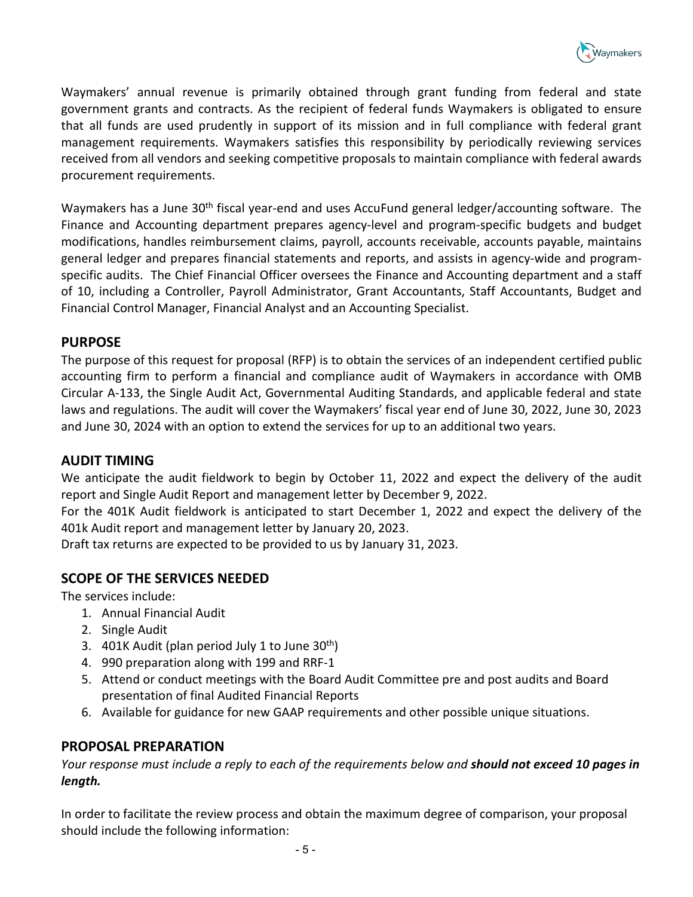Waymakers' annual revenue is primarily obtained through grant funding from federal and state government grants and contracts. As the recipient of federal funds Waymakers is obligated to ensure that all funds are used prudently in support of its mission and in full compliance with federal grant management requirements. Waymakers satisfies this responsibility by periodically reviewing services received from all vendors and seeking competitive proposals to maintain compliance with federal awards procurement requirements.

Waymakers has a June 30th fiscal year-end and uses AccuFund general ledger/accounting software. The Finance and Accounting department prepares agency-level and program-specific budgets and budget modifications, handles reimbursement claims, payroll, accounts receivable, accounts payable, maintains general ledger and prepares financial statements and reports, and assists in agency-wide and program-specific audits. The Chief Financial Officer oversees the Finance and Accounting department and a staff of 10, including a Controller, Payroll Administrator, Grant Accountants, Staff Accountants, Budget and Financial Control Manager, Financial Analyst and an Accounting Specialist.

## PURPOSE

The purpose of this request for proposal (RFP) is to obtain the services of an independent certified public accounting firm to perform a financial and compliance audit of Waymakers in accordance with OMB Circular A-133, the Single Audit Act, Governmental Auditing Standards, and applicable federal and state laws and regulations. The audit will cover the Waymakers' fiscal year end of June 30, 2022, June 30, 2023 and June 30, 2024 with an option to extend the services for up to an additional two years.

## AUDIT TIMING

We anticipate the audit fieldwork to begin by October 11, 2022 and expect the delivery of the audit report and Single Audit Report and management letter by December 9, 2022.

For the 401K Audit fieldwork is anticipated to start December 1, 2022 and expect the delivery of the 401k Audit report and management letter by January 20, 2023.

Draft tax returns are expected to be provided to us by January 31, 2023.

## SCOPE OF THE SERVICES NEEDED

The services include:

1. Annual Financial Audit
2. Single Audit
3. 401K Audit (plan period July 1 to June 30th)
4. 990 preparation along with 199 and RRF-1
5. Attend or conduct meetings with the Board Audit Committee pre and post audits and Board presentation of final Audited Financial Reports
6. Available for guidance for new GAAP requirements and other possible unique situations.

## PROPOSAL PREPARATION

*Your response must include a reply to each of the requirements below and **should not exceed 10 pages in length.***

In order to facilitate the review process and obtain the maximum degree of comparison, your proposal should include the following information: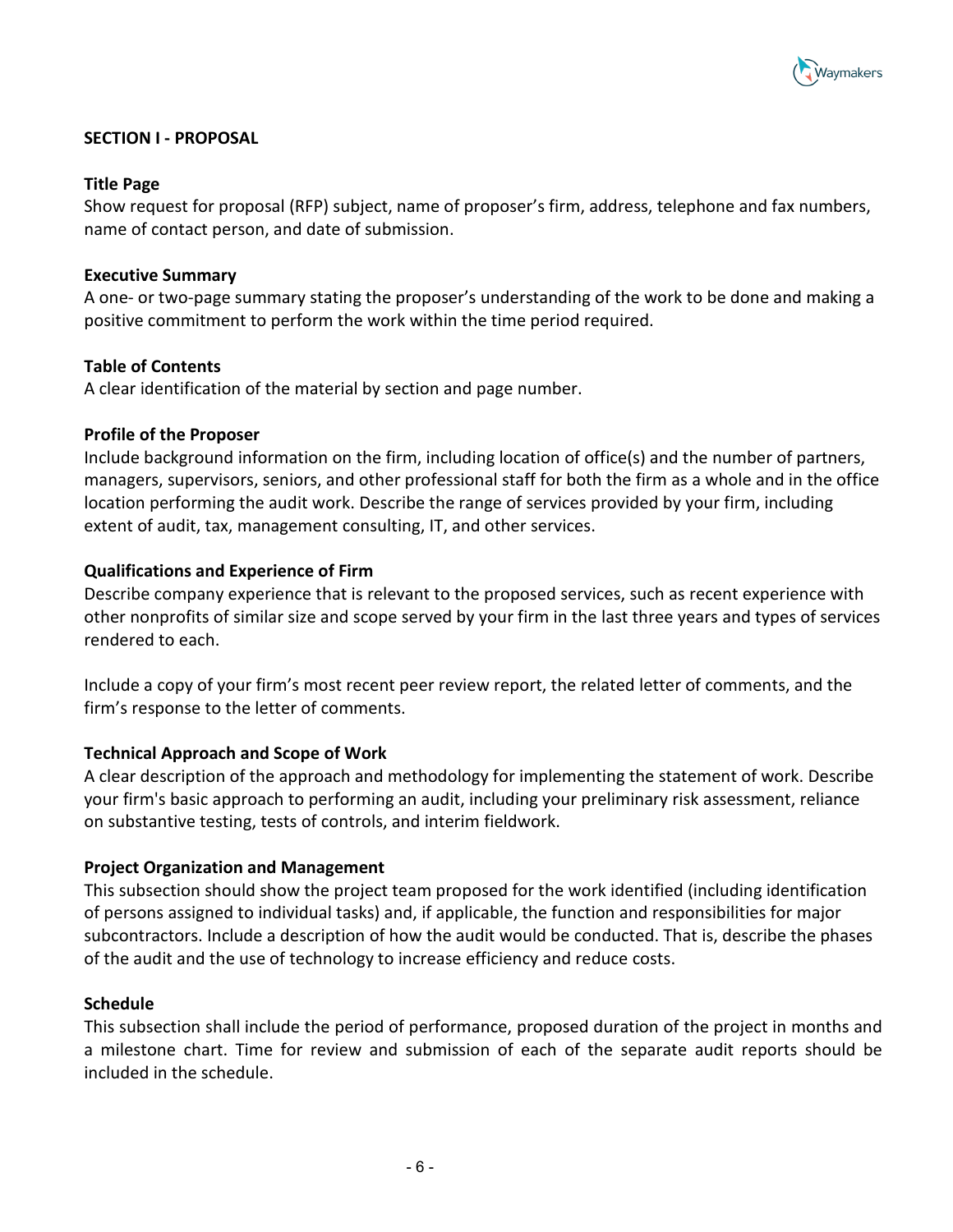## SECTION I - PROPOSAL

### Title Page

Show request for proposal (RFP) subject, name of proposer's firm, address, telephone and fax numbers, name of contact person, and date of submission.

### Executive Summary

A one- or two-page summary stating the proposer's understanding of the work to be done and making a positive commitment to perform the work within the time period required.

### Table of Contents

A clear identification of the material by section and page number.

### Profile of the Proposer

Include background information on the firm, including location of office(s) and the number of partners, managers, supervisors, seniors, and other professional staff for both the firm as a whole and in the office location performing the audit work. Describe the range of services provided by your firm, including extent of audit, tax, management consulting, IT, and other services.

### Qualifications and Experience of Firm

Describe company experience that is relevant to the proposed services, such as recent experience with other nonprofits of similar size and scope served by your firm in the last three years and types of services rendered to each.

Include a copy of your firm's most recent peer review report, the related letter of comments, and the firm's response to the letter of comments.

### Technical Approach and Scope of Work

A clear description of the approach and methodology for implementing the statement of work. Describe your firm's basic approach to performing an audit, including your preliminary risk assessment, reliance on substantive testing, tests of controls, and interim fieldwork.

### Project Organization and Management

This subsection should show the project team proposed for the work identified (including identification of persons assigned to individual tasks) and, if applicable, the function and responsibilities for major subcontractors. Include a description of how the audit would be conducted. That is, describe the phases of the audit and the use of technology to increase efficiency and reduce costs.

### Schedule

This subsection shall include the period of performance, proposed duration of the project in months and a milestone chart. Time for review and submission of each of the separate audit reports should be included in the schedule.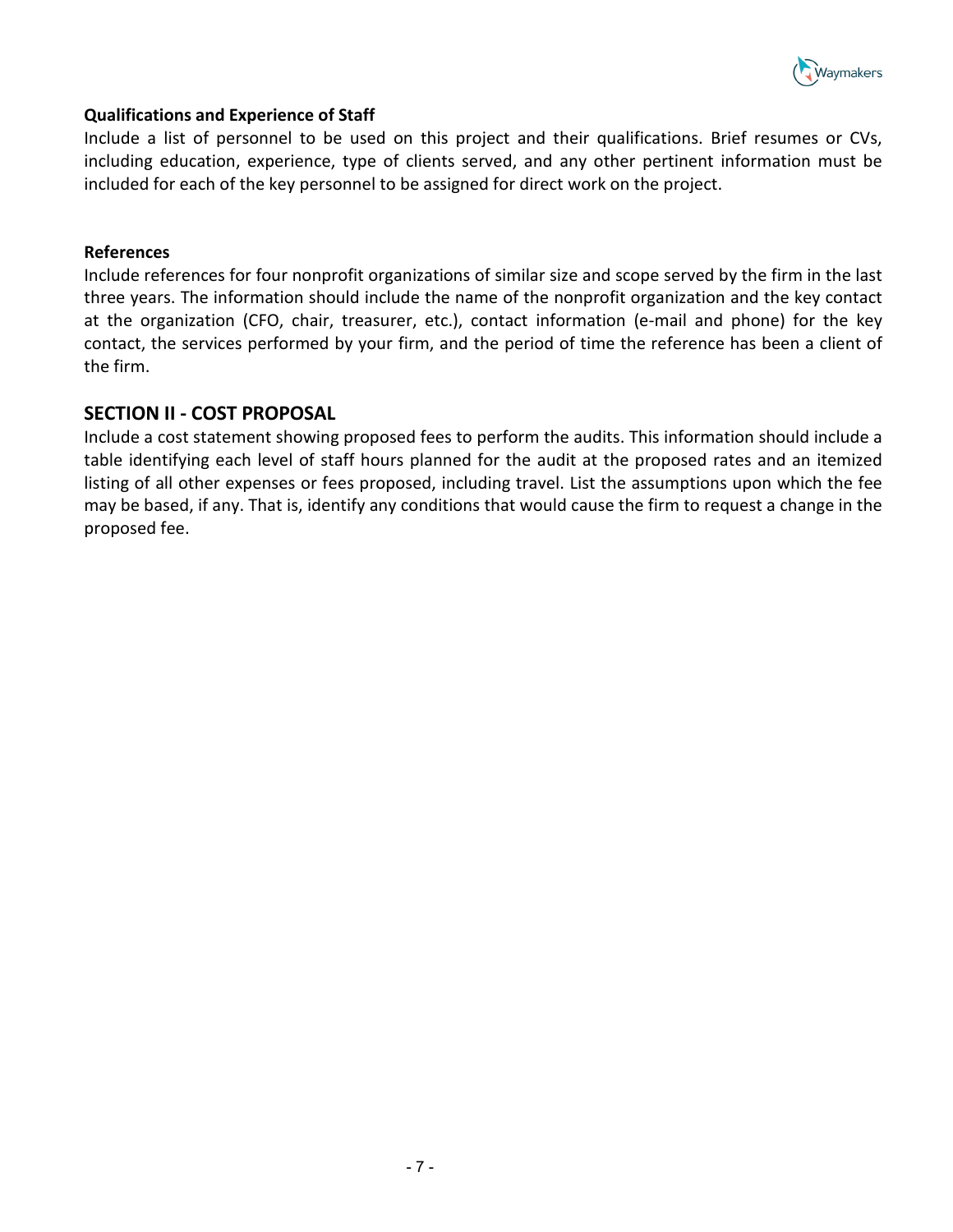### Qualifications and Experience of Staff

Include a list of personnel to be used on this project and their qualifications. Brief resumes or CVs, including education, experience, type of clients served, and any other pertinent information must be included for each of the key personnel to be assigned for direct work on the project.

### References

Include references for four nonprofit organizations of similar size and scope served by the firm in the last three years. The information should include the name of the nonprofit organization and the key contact at the organization (CFO, chair, treasurer, etc.), contact information (e-mail and phone) for the key contact, the services performed by your firm, and the period of time the reference has been a client of the firm.

## SECTION II - COST PROPOSAL

Include a cost statement showing proposed fees to perform the audits. This information should include a table identifying each level of staff hours planned for the audit at the proposed rates and an itemized listing of all other expenses or fees proposed, including travel. List the assumptions upon which the fee may be based, if any. That is, identify any conditions that would cause the firm to request a change in the proposed fee.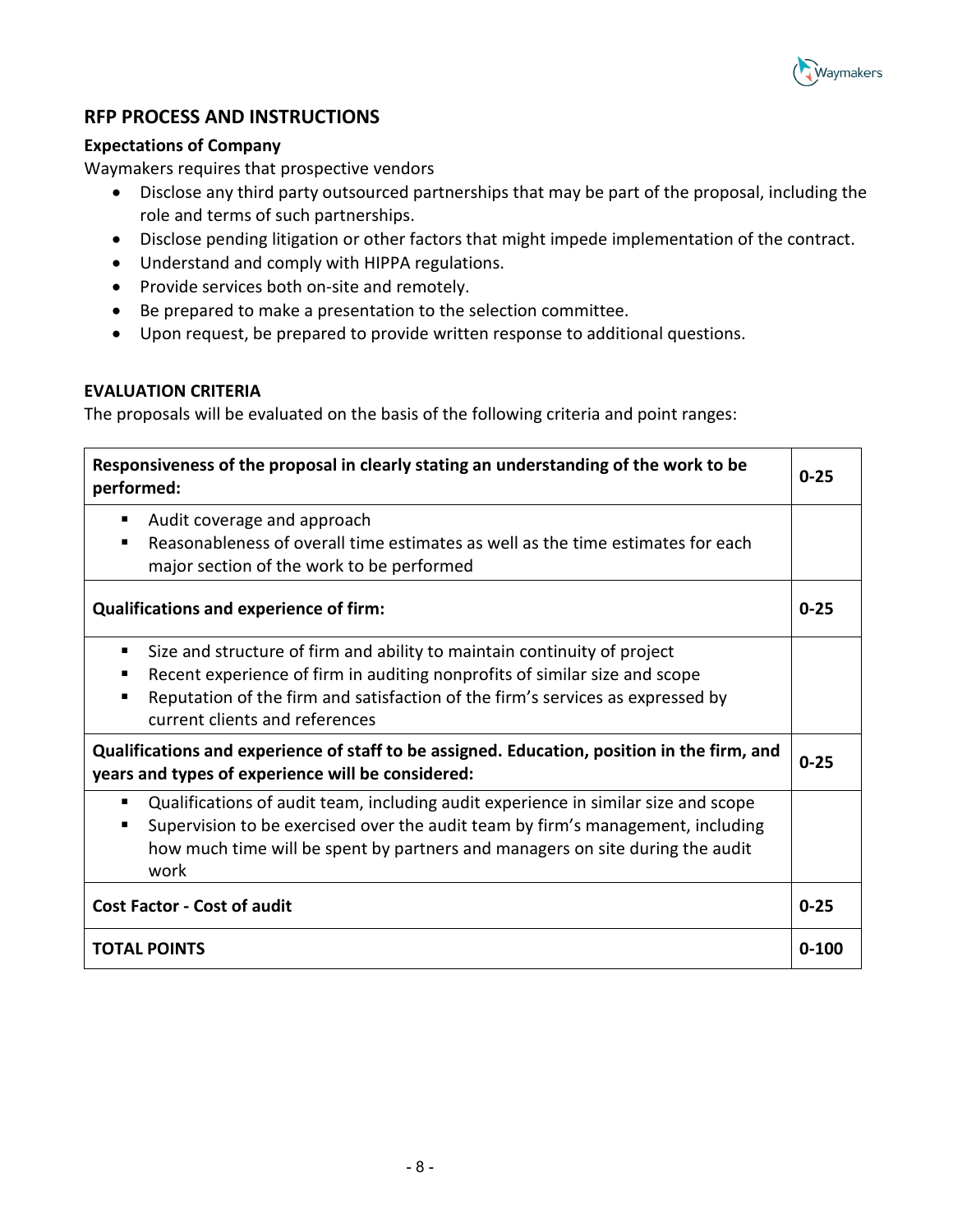## RFP PROCESS AND INSTRUCTIONS

### Expectations of Company

Waymakers requires that prospective vendors

- Disclose any third party outsourced partnerships that may be part of the proposal, including the role and terms of such partnerships.
- Disclose pending litigation or other factors that might impede implementation of the contract.
- Understand and comply with HIPPA regulations.
- Provide services both on-site and remotely.
- Be prepared to make a presentation to the selection committee.
- Upon request, be prepared to provide written response to additional questions.

### EVALUATION CRITERIA

The proposals will be evaluated on the basis of the following criteria and point ranges:

| **Responsiveness of the proposal in clearly stating an understanding of the work to be performed:** | **0-25** |
|---|---|
| ▪ Audit coverage and approach<br>▪ Reasonableness of overall time estimates as well as the time estimates for each major section of the work to be performed | |
| **Qualifications and experience of firm:** | **0-25** |
| ▪ Size and structure of firm and ability to maintain continuity of project<br>▪ Recent experience of firm in auditing nonprofits of similar size and scope<br>▪ Reputation of the firm and satisfaction of the firm's services as expressed by current clients and references | |
| **Qualifications and experience of staff to be assigned. Education, position in the firm, and years and types of experience will be considered:** | **0-25** |
| ▪ Qualifications of audit team, including audit experience in similar size and scope<br>▪ Supervision to be exercised over the audit team by firm's management, including how much time will be spent by partners and managers on site during the audit work | |
| **Cost Factor - Cost of audit** | **0-25** |
| **TOTAL POINTS** | **0-100** |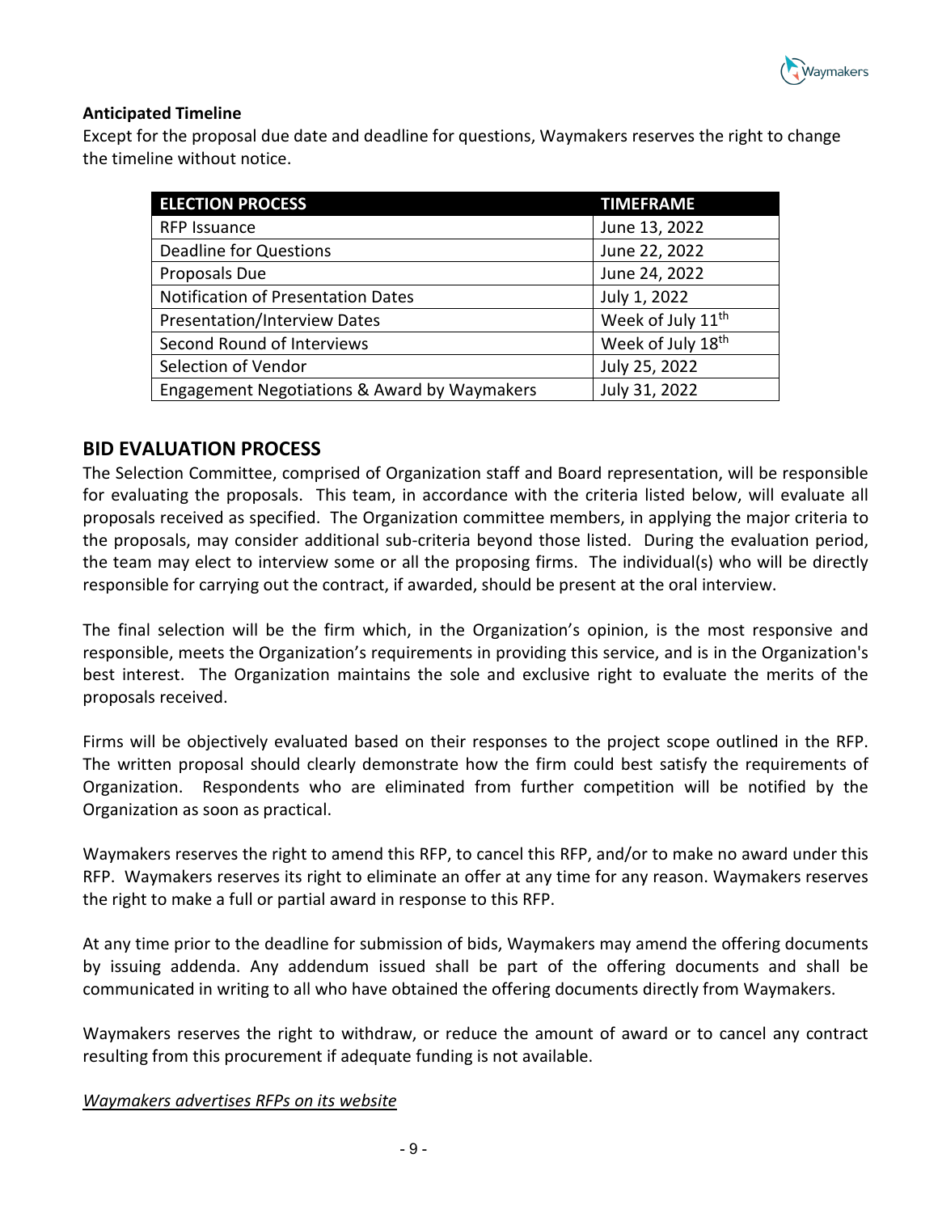**Anticipated Timeline**

Except for the proposal due date and deadline for questions, Waymakers reserves the right to change the timeline without notice.

| ELECTION PROCESS | TIMEFRAME |
| --- | --- |
| RFP Issuance | June 13, 2022 |
| Deadline for Questions | June 22, 2022 |
| Proposals Due | June 24, 2022 |
| Notification of Presentation Dates | July 1, 2022 |
| Presentation/Interview Dates | Week of July 11th |
| Second Round of Interviews | Week of July 18th |
| Selection of Vendor | July 25, 2022 |
| Engagement Negotiations & Award by Waymakers | July 31, 2022 |

## BID EVALUATION PROCESS

The Selection Committee, comprised of Organization staff and Board representation, will be responsible for evaluating the proposals. This team, in accordance with the criteria listed below, will evaluate all proposals received as specified. The Organization committee members, in applying the major criteria to the proposals, may consider additional sub-criteria beyond those listed. During the evaluation period, the team may elect to interview some or all the proposing firms. The individual(s) who will be directly responsible for carrying out the contract, if awarded, should be present at the oral interview.

The final selection will be the firm which, in the Organization's opinion, is the most responsive and responsible, meets the Organization's requirements in providing this service, and is in the Organization's best interest. The Organization maintains the sole and exclusive right to evaluate the merits of the proposals received.

Firms will be objectively evaluated based on their responses to the project scope outlined in the RFP. The written proposal should clearly demonstrate how the firm could best satisfy the requirements of Organization. Respondents who are eliminated from further competition will be notified by the Organization as soon as practical.

Waymakers reserves the right to amend this RFP, to cancel this RFP, and/or to make no award under this RFP. Waymakers reserves its right to eliminate an offer at any time for any reason. Waymakers reserves the right to make a full or partial award in response to this RFP.

At any time prior to the deadline for submission of bids, Waymakers may amend the offering documents by issuing addenda. Any addendum issued shall be part of the offering documents and shall be communicated in writing to all who have obtained the offering documents directly from Waymakers.

Waymakers reserves the right to withdraw, or reduce the amount of award or to cancel any contract resulting from this procurement if adequate funding is not available.

*Waymakers advertises RFPs on its website*